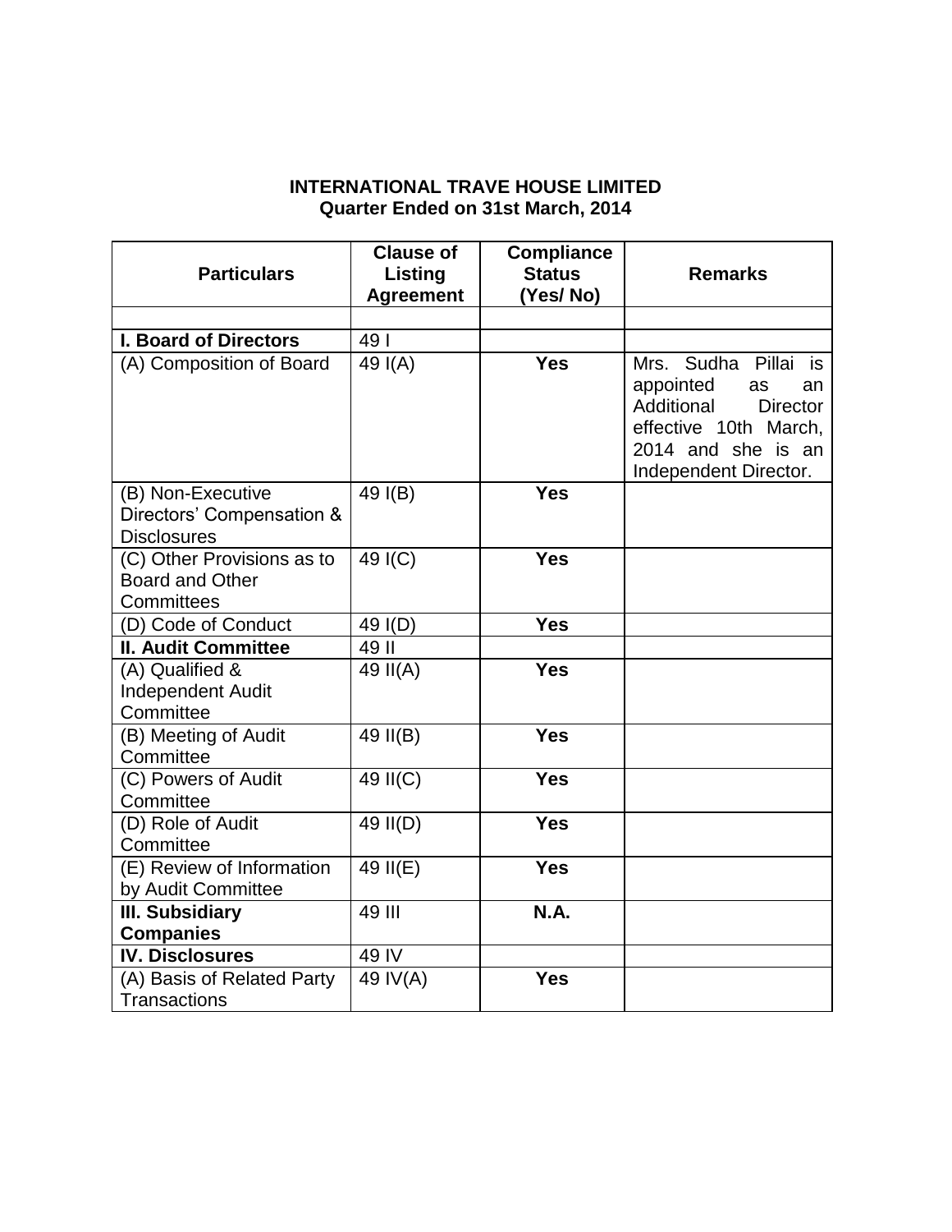**INTERNATIONAL TRAVE HOUSE LIMITED**
**Quarter Ended on 31st March, 2014**

| Particulars | Clause of Listing Agreement | Compliance Status (Yes/ No) | Remarks |
|---|---|---|---|
| | | | |
| **I. Board of Directors** | 49 I | | |
| (A) Composition of Board | 49 I(A) | **Yes** | Mrs. Sudha Pillai is appointed as an Additional Director effective 10th March, 2014 and she is an Independent Director. |
| (B) Non-Executive Directors' Compensation & Disclosures | 49 I(B) | **Yes** | |
| (C) Other Provisions as to Board and Other Committees | 49 I(C) | **Yes** | |
| (D) Code of Conduct | 49 I(D) | **Yes** | |
| **II. Audit Committee** | 49 II | | |
| (A) Qualified & Independent Audit Committee | 49 II(A) | **Yes** | |
| (B) Meeting of Audit Committee | 49 II(B) | **Yes** | |
| (C) Powers of Audit Committee | 49 II(C) | **Yes** | |
| (D) Role of Audit Committee | 49 II(D) | **Yes** | |
| (E) Review of Information by Audit Committee | 49 II(E) | **Yes** | |
| **III. Subsidiary Companies** | 49 III | **N.A.** | |
| **IV. Disclosures** | 49 IV | | |
| (A) Basis of Related Party Transactions | 49 IV(A) | **Yes** | |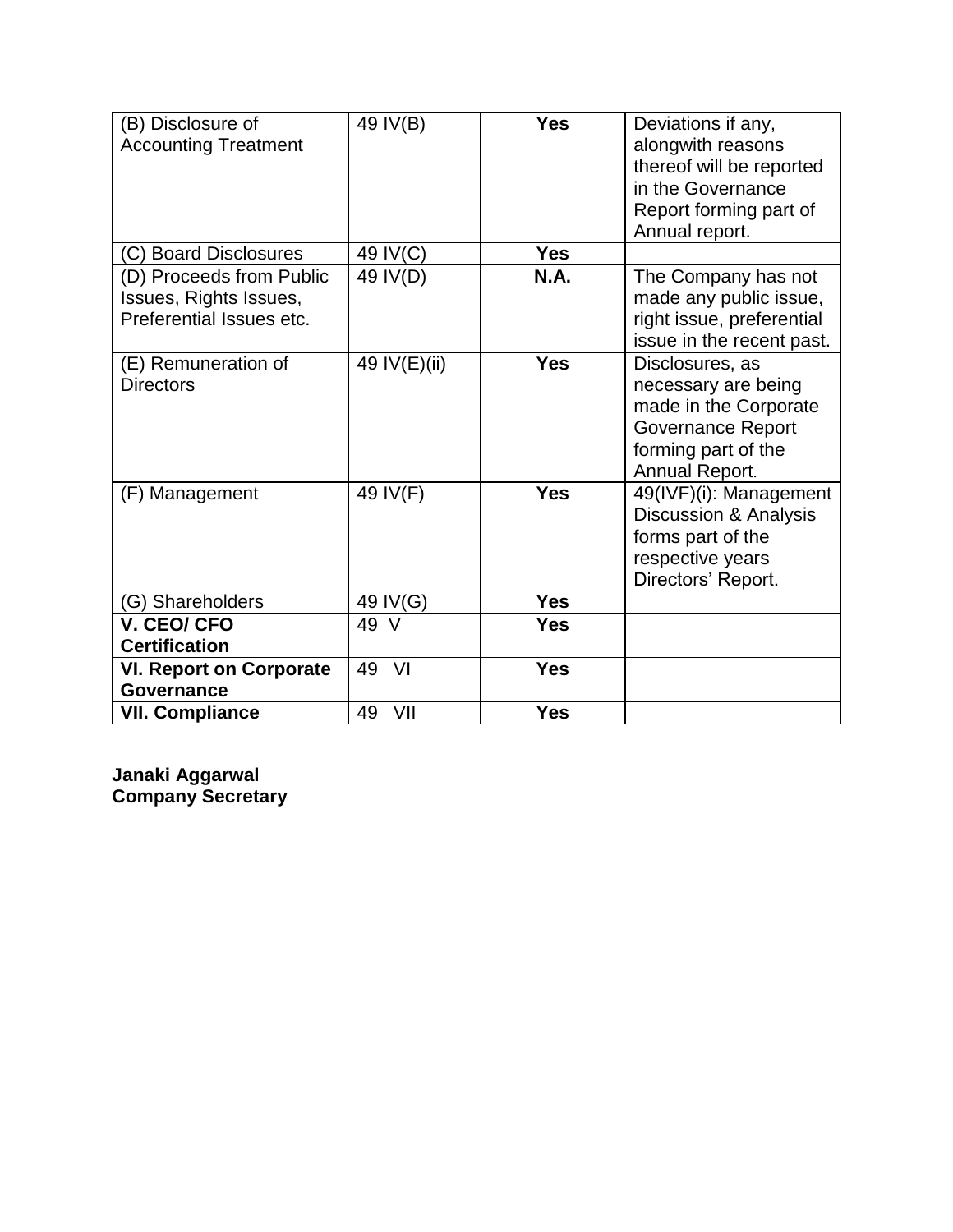| | | | |
|---|---|---|---|
| (B) Disclosure of Accounting Treatment | 49 IV(B) | **Yes** | Deviations if any, alongwith reasons thereof will be reported in the Governance Report forming part of Annual report. |
| (C) Board Disclosures | 49 IV(C) | **Yes** | |
| (D) Proceeds from Public Issues, Rights Issues, Preferential Issues etc. | 49 IV(D) | **N.A.** | The Company has not made any public issue, right issue, preferential issue in the recent past. |
| (E) Remuneration of Directors | 49 IV(E)(ii) | **Yes** | Disclosures, as necessary are being made in the Corporate Governance Report forming part of the Annual Report. |
| (F) Management | 49 IV(F) | **Yes** | 49(IVF)(i): Management Discussion & Analysis forms part of the respective years Directors' Report. |
| (G) Shareholders | 49 IV(G) | **Yes** | |
| **V. CEO/ CFO Certification** | 49 V | **Yes** | |
| **VI. Report on Corporate Governance** | 49 VI | **Yes** | |
| **VII. Compliance** | 49 VII | **Yes** | |

**Janaki Aggarwal**
**Company Secretary**